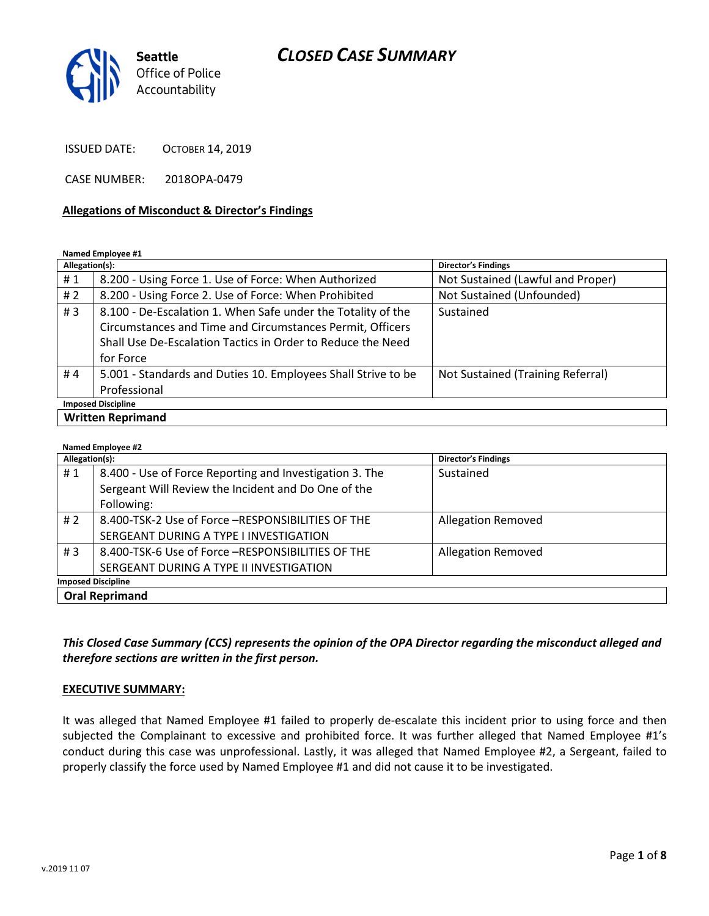# CLOSED CASE SUMMARY

Seattle Office of Police Accountability

ISSUED DATE: OCTOBER 14, 2019

CASE NUMBER: 2018OPA-0479

**Allegations of Misconduct & Director's Findings**

**Named Employee #1**

| Allegation(s): | | Director's Findings |
|---|---|---|
| # 1 | 8.200 - Using Force 1. Use of Force: When Authorized | Not Sustained (Lawful and Proper) |
| # 2 | 8.200 - Using Force 2. Use of Force: When Prohibited | Not Sustained (Unfounded) |
| # 3 | 8.100 - De-Escalation 1. When Safe under the Totality of the Circumstances and Time and Circumstances Permit, Officers Shall Use De-Escalation Tactics in Order to Reduce the Need for Force | Sustained |
| # 4 | 5.001 - Standards and Duties 10. Employees Shall Strive to be Professional | Not Sustained (Training Referral) |
| **Imposed Discipline** | | |
| **Written Reprimand** | | |

**Named Employee #2**

| Allegation(s): | | Director's Findings |
|---|---|---|
| # 1 | 8.400 - Use of Force Reporting and Investigation 3. The Sergeant Will Review the Incident and Do One of the Following: | Sustained |
| # 2 | 8.400-TSK-2 Use of Force –RESPONSIBILITIES OF THE SERGEANT DURING A TYPE I INVESTIGATION | Allegation Removed |
| # 3 | 8.400-TSK-6 Use of Force –RESPONSIBILITIES OF THE SERGEANT DURING A TYPE II INVESTIGATION | Allegation Removed |
| **Imposed Discipline** | | |
| **Oral Reprimand** | | |

***This Closed Case Summary (CCS) represents the opinion of the OPA Director regarding the misconduct alleged and therefore sections are written in the first person.***

**EXECUTIVE SUMMARY:**

It was alleged that Named Employee #1 failed to properly de-escalate this incident prior to using force and then subjected the Complainant to excessive and prohibited force. It was further alleged that Named Employee #1's conduct during this case was unprofessional. Lastly, it was alleged that Named Employee #2, a Sergeant, failed to properly classify the force used by Named Employee #1 and did not cause it to be investigated.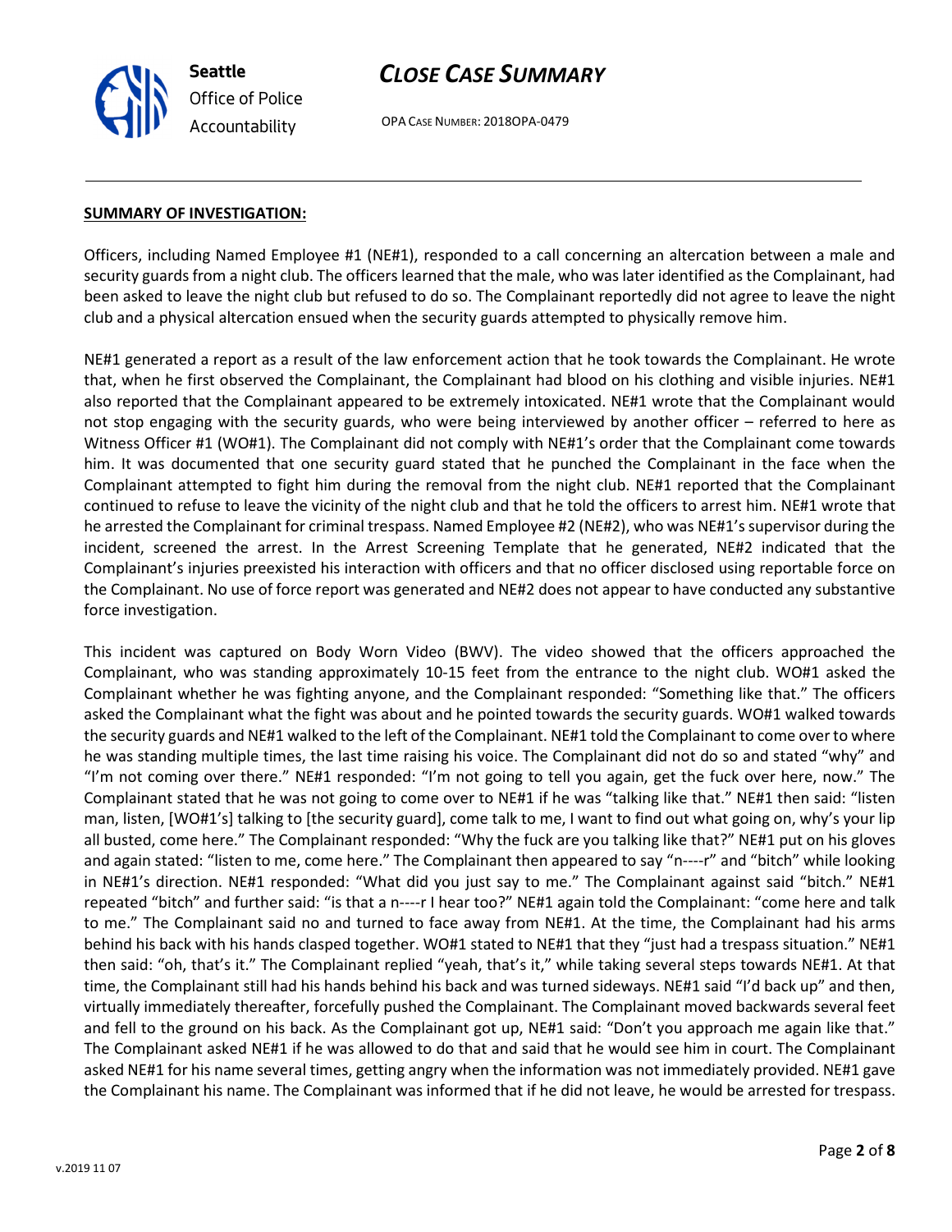## SUMMARY OF INVESTIGATION:

Officers, including Named Employee #1 (NE#1), responded to a call concerning an altercation between a male and security guards from a night club. The officers learned that the male, who was later identified as the Complainant, had been asked to leave the night club but refused to do so. The Complainant reportedly did not agree to leave the night club and a physical altercation ensued when the security guards attempted to physically remove him.

NE#1 generated a report as a result of the law enforcement action that he took towards the Complainant. He wrote that, when he first observed the Complainant, the Complainant had blood on his clothing and visible injuries. NE#1 also reported that the Complainant appeared to be extremely intoxicated. NE#1 wrote that the Complainant would not stop engaging with the security guards, who were being interviewed by another officer – referred to here as Witness Officer #1 (WO#1). The Complainant did not comply with NE#1's order that the Complainant come towards him. It was documented that one security guard stated that he punched the Complainant in the face when the Complainant attempted to fight him during the removal from the night club. NE#1 reported that the Complainant continued to refuse to leave the vicinity of the night club and that he told the officers to arrest him. NE#1 wrote that he arrested the Complainant for criminal trespass. Named Employee #2 (NE#2), who was NE#1's supervisor during the incident, screened the arrest. In the Arrest Screening Template that he generated, NE#2 indicated that the Complainant's injuries preexisted his interaction with officers and that no officer disclosed using reportable force on the Complainant. No use of force report was generated and NE#2 does not appear to have conducted any substantive force investigation.

This incident was captured on Body Worn Video (BWV). The video showed that the officers approached the Complainant, who was standing approximately 10-15 feet from the entrance to the night club. WO#1 asked the Complainant whether he was fighting anyone, and the Complainant responded: "Something like that." The officers asked the Complainant what the fight was about and he pointed towards the security guards. WO#1 walked towards the security guards and NE#1 walked to the left of the Complainant. NE#1 told the Complainant to come over to where he was standing multiple times, the last time raising his voice. The Complainant did not do so and stated "why" and "I'm not coming over there." NE#1 responded: "I'm not going to tell you again, get the fuck over here, now." The Complainant stated that he was not going to come over to NE#1 if he was "talking like that." NE#1 then said: "listen man, listen, [WO#1's] talking to [the security guard], come talk to me, I want to find out what going on, why's your lip all busted, come here." The Complainant responded: "Why the fuck are you talking like that?" NE#1 put on his gloves and again stated: "listen to me, come here." The Complainant then appeared to say "n----r" and "bitch" while looking in NE#1's direction. NE#1 responded: "What did you just say to me." The Complainant against said "bitch." NE#1 repeated "bitch" and further said: "is that a n----r I hear too?" NE#1 again told the Complainant: "come here and talk to me." The Complainant said no and turned to face away from NE#1. At the time, the Complainant had his arms behind his back with his hands clasped together. WO#1 stated to NE#1 that they "just had a trespass situation." NE#1 then said: "oh, that's it." The Complainant replied "yeah, that's it," while taking several steps towards NE#1. At that time, the Complainant still had his hands behind his back and was turned sideways. NE#1 said "I'd back up" and then, virtually immediately thereafter, forcefully pushed the Complainant. The Complainant moved backwards several feet and fell to the ground on his back. As the Complainant got up, NE#1 said: "Don't you approach me again like that." The Complainant asked NE#1 if he was allowed to do that and said that he would see him in court. The Complainant asked NE#1 for his name several times, getting angry when the information was not immediately provided. NE#1 gave the Complainant his name. The Complainant was informed that if he did not leave, he would be arrested for trespass.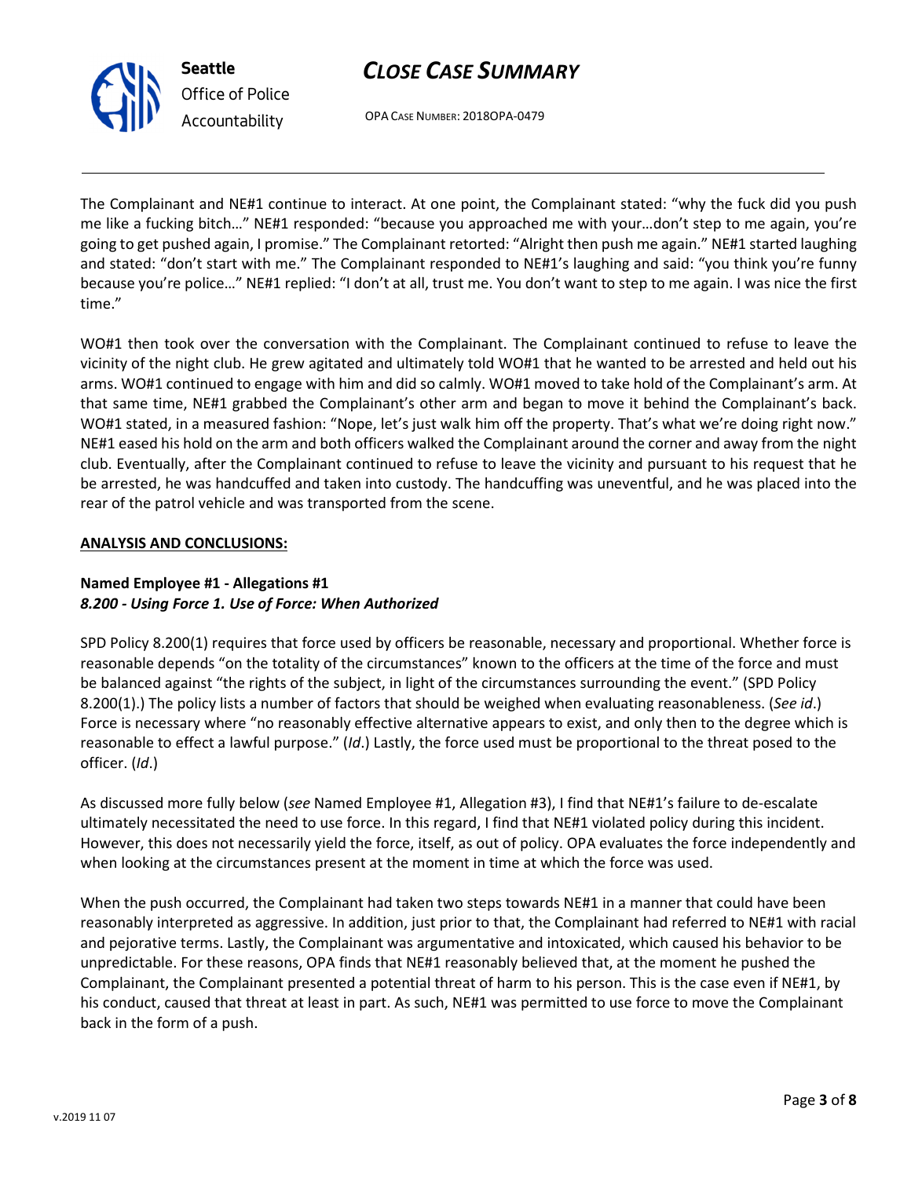The Complainant and NE#1 continue to interact. At one point, the Complainant stated: "why the fuck did you push me like a fucking bitch…" NE#1 responded: "because you approached me with your…don't step to me again, you're going to get pushed again, I promise." The Complainant retorted: "Alright then push me again." NE#1 started laughing and stated: "don't start with me." The Complainant responded to NE#1's laughing and said: "you think you're funny because you're police…" NE#1 replied: "I don't at all, trust me. You don't want to step to me again. I was nice the first time."

WO#1 then took over the conversation with the Complainant. The Complainant continued to refuse to leave the vicinity of the night club. He grew agitated and ultimately told WO#1 that he wanted to be arrested and held out his arms. WO#1 continued to engage with him and did so calmly. WO#1 moved to take hold of the Complainant's arm. At that same time, NE#1 grabbed the Complainant's other arm and began to move it behind the Complainant's back. WO#1 stated, in a measured fashion: "Nope, let's just walk him off the property. That's what we're doing right now." NE#1 eased his hold on the arm and both officers walked the Complainant around the corner and away from the night club. Eventually, after the Complainant continued to refuse to leave the vicinity and pursuant to his request that he be arrested, he was handcuffed and taken into custody. The handcuffing was uneventful, and he was placed into the rear of the patrol vehicle and was transported from the scene.

**ANALYSIS AND CONCLUSIONS:**

**Named Employee #1 - Allegations #1**
***8.200 - Using Force 1. Use of Force: When Authorized***

SPD Policy 8.200(1) requires that force used by officers be reasonable, necessary and proportional. Whether force is reasonable depends "on the totality of the circumstances" known to the officers at the time of the force and must be balanced against "the rights of the subject, in light of the circumstances surrounding the event." (SPD Policy 8.200(1).) The policy lists a number of factors that should be weighed when evaluating reasonableness. (*See id*.) Force is necessary where "no reasonably effective alternative appears to exist, and only then to the degree which is reasonable to effect a lawful purpose." (*Id*.) Lastly, the force used must be proportional to the threat posed to the officer. (*Id*.)

As discussed more fully below (*see* Named Employee #1, Allegation #3), I find that NE#1's failure to de-escalate ultimately necessitated the need to use force. In this regard, I find that NE#1 violated policy during this incident. However, this does not necessarily yield the force, itself, as out of policy. OPA evaluates the force independently and when looking at the circumstances present at the moment in time at which the force was used.

When the push occurred, the Complainant had taken two steps towards NE#1 in a manner that could have been reasonably interpreted as aggressive. In addition, just prior to that, the Complainant had referred to NE#1 with racial and pejorative terms. Lastly, the Complainant was argumentative and intoxicated, which caused his behavior to be unpredictable. For these reasons, OPA finds that NE#1 reasonably believed that, at the moment he pushed the Complainant, the Complainant presented a potential threat of harm to his person. This is the case even if NE#1, by his conduct, caused that threat at least in part. As such, NE#1 was permitted to use force to move the Complainant back in the form of a push.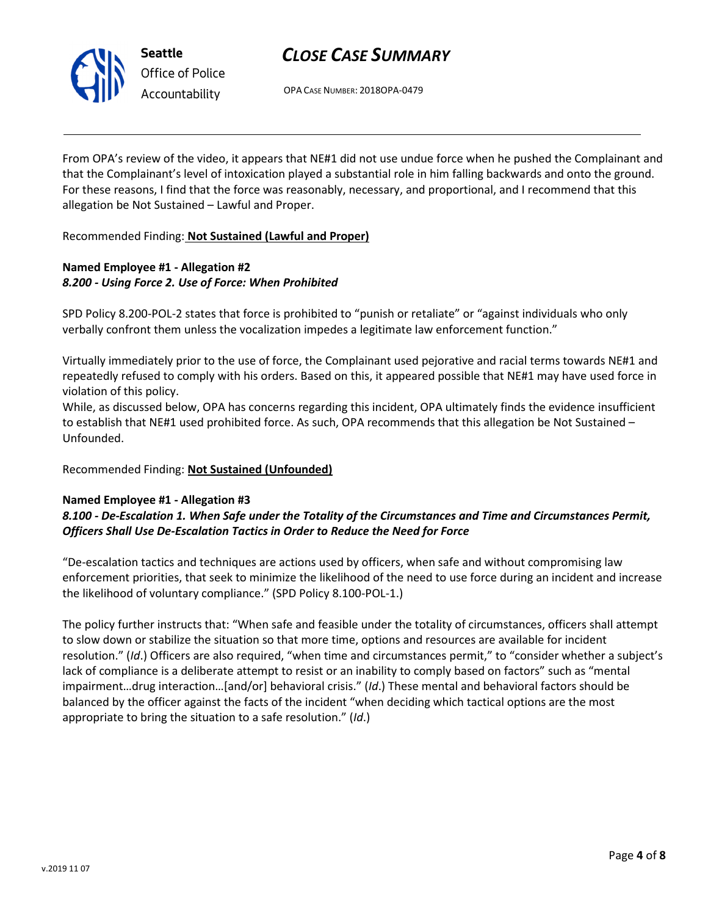From OPA's review of the video, it appears that NE#1 did not use undue force when he pushed the Complainant and that the Complainant's level of intoxication played a substantial role in him falling backwards and onto the ground. For these reasons, I find that the force was reasonably, necessary, and proportional, and I recommend that this allegation be Not Sustained – Lawful and Proper.

Recommended Finding: **Not Sustained (Lawful and Proper)**

**Named Employee #1 - Allegation #2**
***8.200 - Using Force 2. Use of Force: When Prohibited***

SPD Policy 8.200-POL-2 states that force is prohibited to "punish or retaliate" or "against individuals who only verbally confront them unless the vocalization impedes a legitimate law enforcement function."

Virtually immediately prior to the use of force, the Complainant used pejorative and racial terms towards NE#1 and repeatedly refused to comply with his orders. Based on this, it appeared possible that NE#1 may have used force in violation of this policy.
While, as discussed below, OPA has concerns regarding this incident, OPA ultimately finds the evidence insufficient to establish that NE#1 used prohibited force. As such, OPA recommends that this allegation be Not Sustained – Unfounded.

Recommended Finding: **Not Sustained (Unfounded)**

**Named Employee #1 - Allegation #3**
***8.100 - De-Escalation 1. When Safe under the Totality of the Circumstances and Time and Circumstances Permit, Officers Shall Use De-Escalation Tactics in Order to Reduce the Need for Force***

"De-escalation tactics and techniques are actions used by officers, when safe and without compromising law enforcement priorities, that seek to minimize the likelihood of the need to use force during an incident and increase the likelihood of voluntary compliance." (SPD Policy 8.100-POL-1.)

The policy further instructs that: "When safe and feasible under the totality of circumstances, officers shall attempt to slow down or stabilize the situation so that more time, options and resources are available for incident resolution." (*Id*.) Officers are also required, "when time and circumstances permit," to "consider whether a subject's lack of compliance is a deliberate attempt to resist or an inability to comply based on factors" such as "mental impairment…drug interaction…[and/or] behavioral crisis." (*Id*.) These mental and behavioral factors should be balanced by the officer against the facts of the incident "when deciding which tactical options are the most appropriate to bring the situation to a safe resolution." (*Id*.)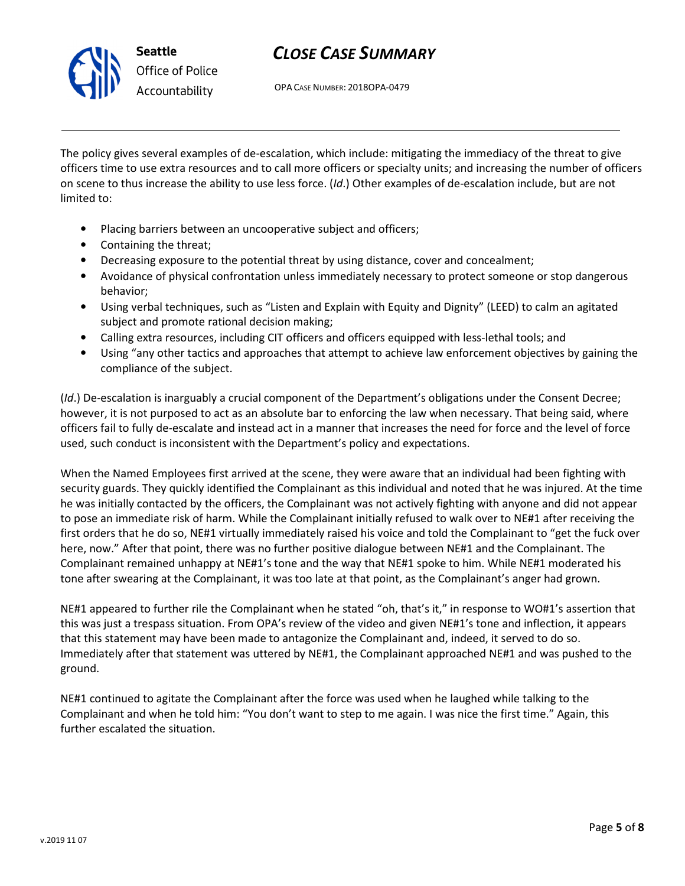The policy gives several examples of de-escalation, which include: mitigating the immediacy of the threat to give officers time to use extra resources and to call more officers or specialty units; and increasing the number of officers on scene to thus increase the ability to use less force. (*Id*.) Other examples of de-escalation include, but are not limited to:

- Placing barriers between an uncooperative subject and officers;
- Containing the threat;
- Decreasing exposure to the potential threat by using distance, cover and concealment;
- Avoidance of physical confrontation unless immediately necessary to protect someone or stop dangerous behavior;
- Using verbal techniques, such as "Listen and Explain with Equity and Dignity" (LEED) to calm an agitated subject and promote rational decision making;
- Calling extra resources, including CIT officers and officers equipped with less-lethal tools; and
- Using "any other tactics and approaches that attempt to achieve law enforcement objectives by gaining the compliance of the subject.

(*Id*.) De-escalation is inarguably a crucial component of the Department's obligations under the Consent Decree; however, it is not purposed to act as an absolute bar to enforcing the law when necessary. That being said, where officers fail to fully de-escalate and instead act in a manner that increases the need for force and the level of force used, such conduct is inconsistent with the Department's policy and expectations.

When the Named Employees first arrived at the scene, they were aware that an individual had been fighting with security guards. They quickly identified the Complainant as this individual and noted that he was injured. At the time he was initially contacted by the officers, the Complainant was not actively fighting with anyone and did not appear to pose an immediate risk of harm. While the Complainant initially refused to walk over to NE#1 after receiving the first orders that he do so, NE#1 virtually immediately raised his voice and told the Complainant to "get the fuck over here, now." After that point, there was no further positive dialogue between NE#1 and the Complainant. The Complainant remained unhappy at NE#1's tone and the way that NE#1 spoke to him. While NE#1 moderated his tone after swearing at the Complainant, it was too late at that point, as the Complainant's anger had grown.

NE#1 appeared to further rile the Complainant when he stated "oh, that's it," in response to WO#1's assertion that this was just a trespass situation. From OPA's review of the video and given NE#1's tone and inflection, it appears that this statement may have been made to antagonize the Complainant and, indeed, it served to do so. Immediately after that statement was uttered by NE#1, the Complainant approached NE#1 and was pushed to the ground.

NE#1 continued to agitate the Complainant after the force was used when he laughed while talking to the Complainant and when he told him: "You don't want to step to me again. I was nice the first time." Again, this further escalated the situation.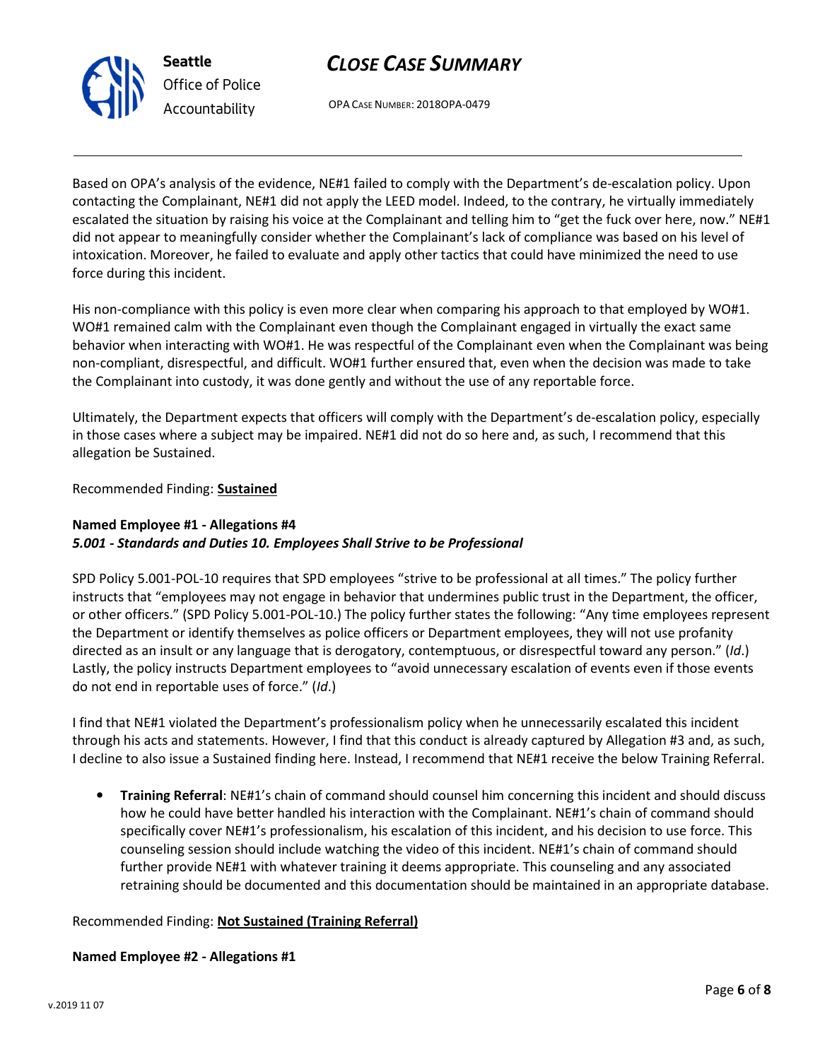Based on OPA's analysis of the evidence, NE#1 failed to comply with the Department's de-escalation policy. Upon contacting the Complainant, NE#1 did not apply the LEED model. Indeed, to the contrary, he virtually immediately escalated the situation by raising his voice at the Complainant and telling him to "get the fuck over here, now." NE#1 did not appear to meaningfully consider whether the Complainant's lack of compliance was based on his level of intoxication. Moreover, he failed to evaluate and apply other tactics that could have minimized the need to use force during this incident.

His non-compliance with this policy is even more clear when comparing his approach to that employed by WO#1. WO#1 remained calm with the Complainant even though the Complainant engaged in virtually the exact same behavior when interacting with WO#1. He was respectful of the Complainant even when the Complainant was being non-compliant, disrespectful, and difficult. WO#1 further ensured that, even when the decision was made to take the Complainant into custody, it was done gently and without the use of any reportable force.

Ultimately, the Department expects that officers will comply with the Department's de-escalation policy, especially in those cases where a subject may be impaired. NE#1 did not do so here and, as such, I recommend that this allegation be Sustained.

Recommended Finding: **Sustained**

**Named Employee #1 - Allegations #4**
***5.001 - Standards and Duties 10. Employees Shall Strive to be Professional***

SPD Policy 5.001-POL-10 requires that SPD employees "strive to be professional at all times." The policy further instructs that "employees may not engage in behavior that undermines public trust in the Department, the officer, or other officers." (SPD Policy 5.001-POL-10.) The policy further states the following: "Any time employees represent the Department or identify themselves as police officers or Department employees, they will not use profanity directed as an insult or any language that is derogatory, contemptuous, or disrespectful toward any person." (*Id*.) Lastly, the policy instructs Department employees to "avoid unnecessary escalation of events even if those events do not end in reportable uses of force." (*Id*.)

I find that NE#1 violated the Department's professionalism policy when he unnecessarily escalated this incident through his acts and statements. However, I find that this conduct is already captured by Allegation #3 and, as such, I decline to also issue a Sustained finding here. Instead, I recommend that NE#1 receive the below Training Referral.

- **Training Referral**: NE#1's chain of command should counsel him concerning this incident and should discuss how he could have better handled his interaction with the Complainant. NE#1's chain of command should specifically cover NE#1's professionalism, his escalation of this incident, and his decision to use force. This counseling session should include watching the video of this incident. NE#1's chain of command should further provide NE#1 with whatever training it deems appropriate. This counseling and any associated retraining should be documented and this documentation should be maintained in an appropriate database.

Recommended Finding: **Not Sustained (Training Referral)**

**Named Employee #2 - Allegations #1**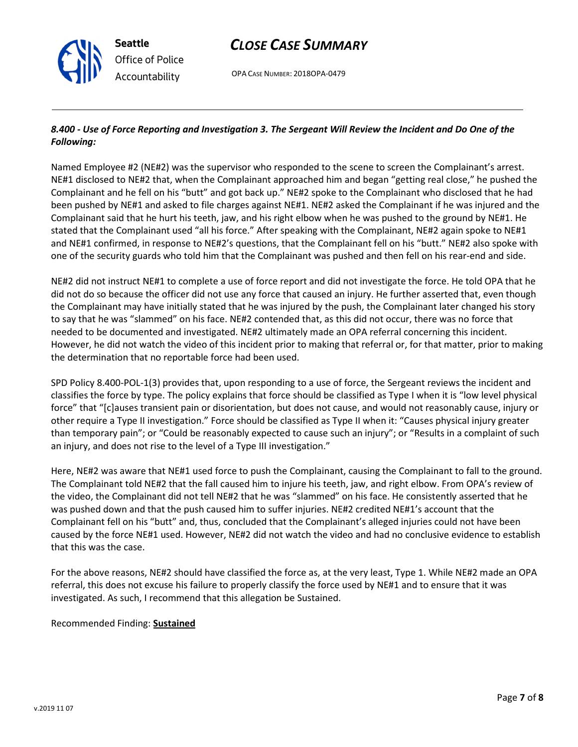### *8.400 - Use of Force Reporting and Investigation 3. The Sergeant Will Review the Incident and Do One of the Following:*

Named Employee #2 (NE#2) was the supervisor who responded to the scene to screen the Complainant's arrest. NE#1 disclosed to NE#2 that, when the Complainant approached him and began "getting real close," he pushed the Complainant and he fell on his "butt" and got back up." NE#2 spoke to the Complainant who disclosed that he had been pushed by NE#1 and asked to file charges against NE#1. NE#2 asked the Complainant if he was injured and the Complainant said that he hurt his teeth, jaw, and his right elbow when he was pushed to the ground by NE#1. He stated that the Complainant used "all his force." After speaking with the Complainant, NE#2 again spoke to NE#1 and NE#1 confirmed, in response to NE#2's questions, that the Complainant fell on his "butt." NE#2 also spoke with one of the security guards who told him that the Complainant was pushed and then fell on his rear-end and side.

NE#2 did not instruct NE#1 to complete a use of force report and did not investigate the force. He told OPA that he did not do so because the officer did not use any force that caused an injury. He further asserted that, even though the Complainant may have initially stated that he was injured by the push, the Complainant later changed his story to say that he was "slammed" on his face. NE#2 contended that, as this did not occur, there was no force that needed to be documented and investigated. NE#2 ultimately made an OPA referral concerning this incident. However, he did not watch the video of this incident prior to making that referral or, for that matter, prior to making the determination that no reportable force had been used.

SPD Policy 8.400-POL-1(3) provides that, upon responding to a use of force, the Sergeant reviews the incident and classifies the force by type. The policy explains that force should be classified as Type I when it is "low level physical force" that "[c]auses transient pain or disorientation, but does not cause, and would not reasonably cause, injury or other require a Type II investigation." Force should be classified as Type II when it: "Causes physical injury greater than temporary pain"; or "Could be reasonably expected to cause such an injury"; or "Results in a complaint of such an injury, and does not rise to the level of a Type III investigation."

Here, NE#2 was aware that NE#1 used force to push the Complainant, causing the Complainant to fall to the ground. The Complainant told NE#2 that the fall caused him to injure his teeth, jaw, and right elbow. From OPA's review of the video, the Complainant did not tell NE#2 that he was "slammed" on his face. He consistently asserted that he was pushed down and that the push caused him to suffer injuries. NE#2 credited NE#1's account that the Complainant fell on his "butt" and, thus, concluded that the Complainant's alleged injuries could not have been caused by the force NE#1 used. However, NE#2 did not watch the video and had no conclusive evidence to establish that this was the case.

For the above reasons, NE#2 should have classified the force as, at the very least, Type 1. While NE#2 made an OPA referral, this does not excuse his failure to properly classify the force used by NE#1 and to ensure that it was investigated. As such, I recommend that this allegation be Sustained.

Recommended Finding: **<u>Sustained</u>**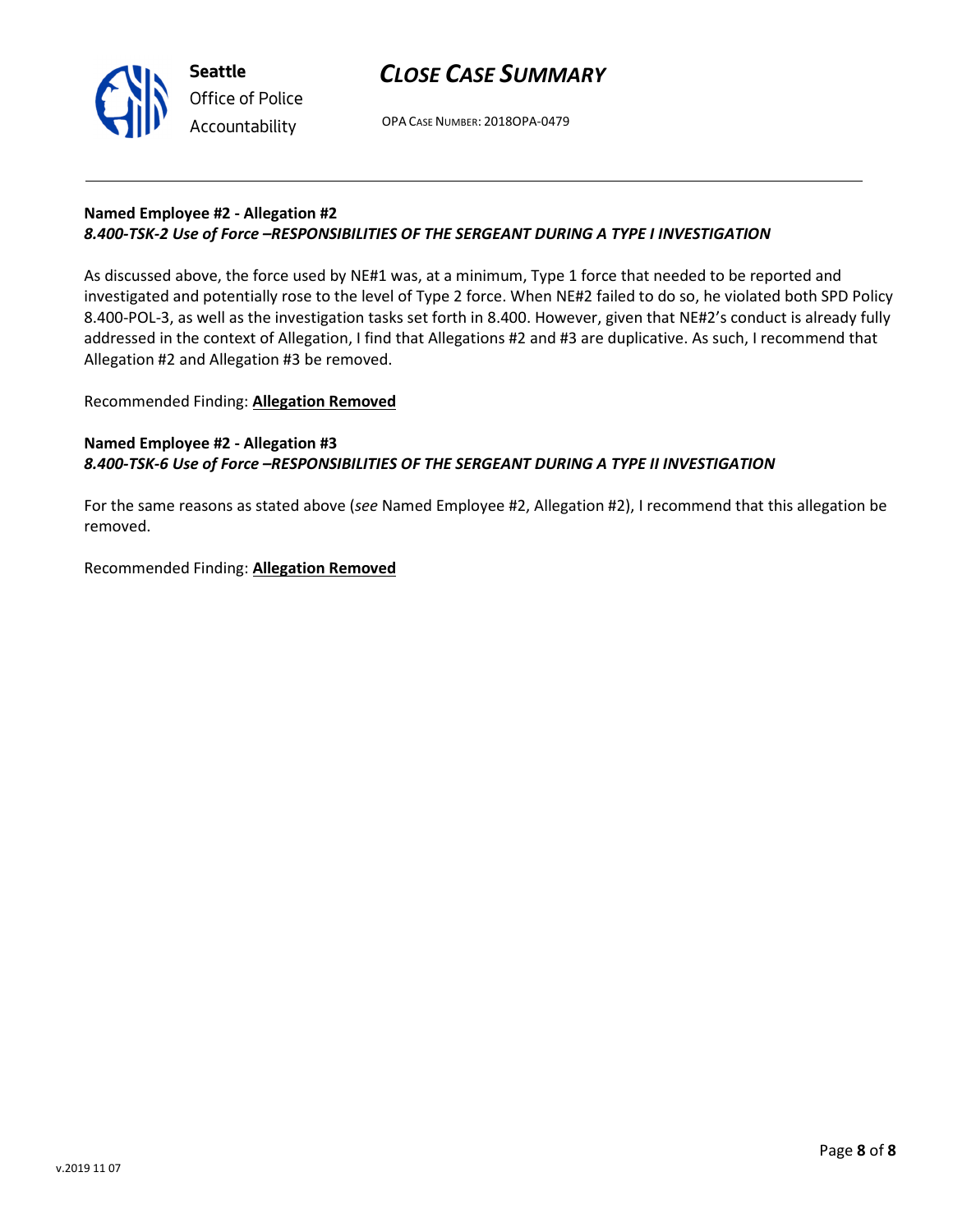**Named Employee #2 - Allegation #2**
***8.400-TSK-2 Use of Force –RESPONSIBILITIES OF THE SERGEANT DURING A TYPE I INVESTIGATION***

As discussed above, the force used by NE#1 was, at a minimum, Type 1 force that needed to be reported and investigated and potentially rose to the level of Type 2 force. When NE#2 failed to do so, he violated both SPD Policy 8.400-POL-3, as well as the investigation tasks set forth in 8.400. However, given that NE#2's conduct is already fully addressed in the context of Allegation, I find that Allegations #2 and #3 are duplicative. As such, I recommend that Allegation #2 and Allegation #3 be removed.

Recommended Finding: **Allegation Removed**

**Named Employee #2 - Allegation #3**
***8.400-TSK-6 Use of Force –RESPONSIBILITIES OF THE SERGEANT DURING A TYPE II INVESTIGATION***

For the same reasons as stated above (*see* Named Employee #2, Allegation #2), I recommend that this allegation be removed.

Recommended Finding: **Allegation Removed**